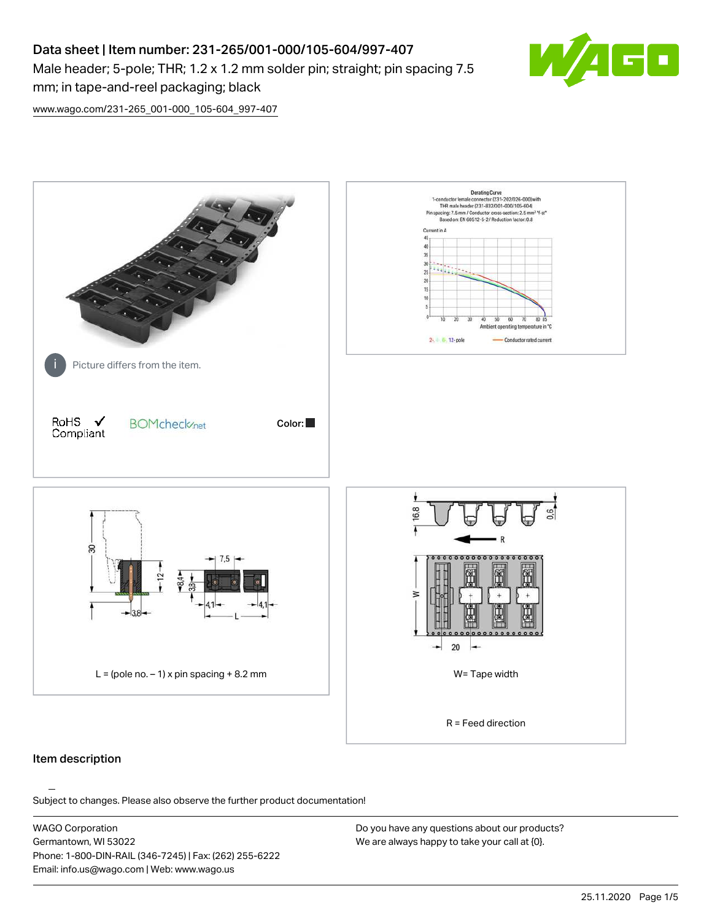# Data sheet | Item number: 231-265/001-000/105-604/997-407

Male header; 5-pole; THR; 1.2 x 1.2 mm solder pin; straight; pin spacing 7.5 mm; in tape-and-reel packaging; black

www.wago.com/231-265_001-000_105-604_997-407

Picture differs from the item.

RoHS Compliant

BOMcheck.net

Color:

L = (pole no. – 1) x pin spacing + 8.2 mm

W= Tape width

R = Feed direction

## Item description

Subject to changes. Please also observe the further product documentation!

WAGO Corporation
Germantown, WI 53022
Phone: 1-800-DIN-RAIL (346-7245) | Fax: (262) 255-6222
Email: info.us@wago.com | Web: www.wago.us

Do you have any questions about our products?
We are always happy to take your call at {0}.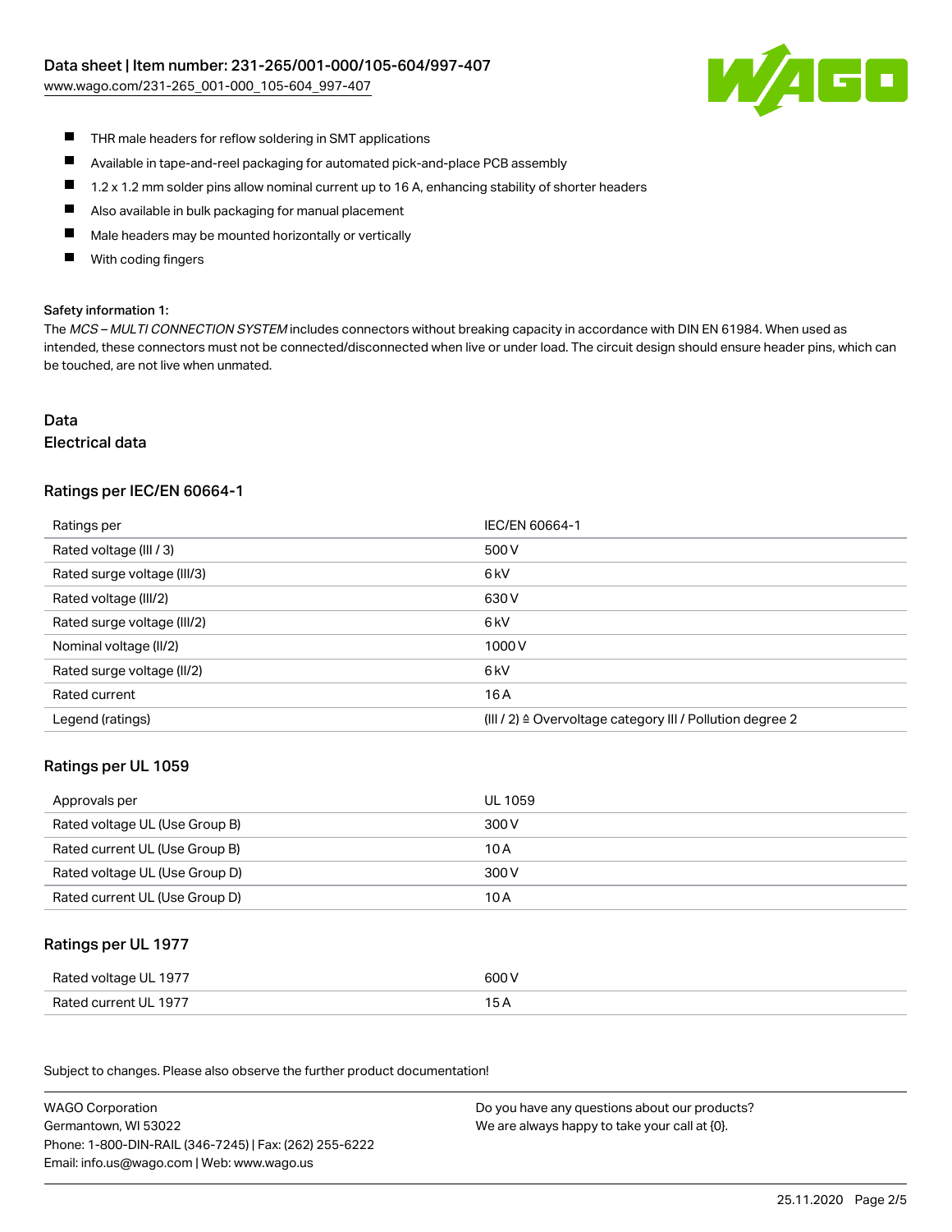- THR male headers for reflow soldering in SMT applications
- Available in tape-and-reel packaging for automated pick-and-place PCB assembly
- 1.2 x 1.2 mm solder pins allow nominal current up to 16 A, enhancing stability of shorter headers
- Also available in bulk packaging for manual placement
- Male headers may be mounted horizontally or vertically
- With coding fingers

#### Safety information 1:

The *MCS – MULTI CONNECTION SYSTEM* includes connectors without breaking capacity in accordance with DIN EN 61984. When used as intended, these connectors must not be connected/disconnected when live or under load. The circuit design should ensure header pins, which can be touched, are not live when unmated.

# Data

## Electrical data

### Ratings per IEC/EN 60664-1

| Ratings per | IEC/EN 60664-1 |
|---|---|
| Rated voltage (III / 3) | 500 V |
| Rated surge voltage (III/3) | 6 kV |
| Rated voltage (III/2) | 630 V |
| Rated surge voltage (III/2) | 6 kV |
| Nominal voltage (II/2) | 1000 V |
| Rated surge voltage (II/2) | 6 kV |
| Rated current | 16 A |
| Legend (ratings) | (III / 2) ≙ Overvoltage category III / Pollution degree 2 |

### Ratings per UL 1059

| Approvals per | UL 1059 |
|---|---|
| Rated voltage UL (Use Group B) | 300 V |
| Rated current UL (Use Group B) | 10 A |
| Rated voltage UL (Use Group D) | 300 V |
| Rated current UL (Use Group D) | 10 A |

### Ratings per UL 1977

| Rated voltage UL 1977 | 600 V |
|---|---|
| Rated current UL 1977 | 15 A |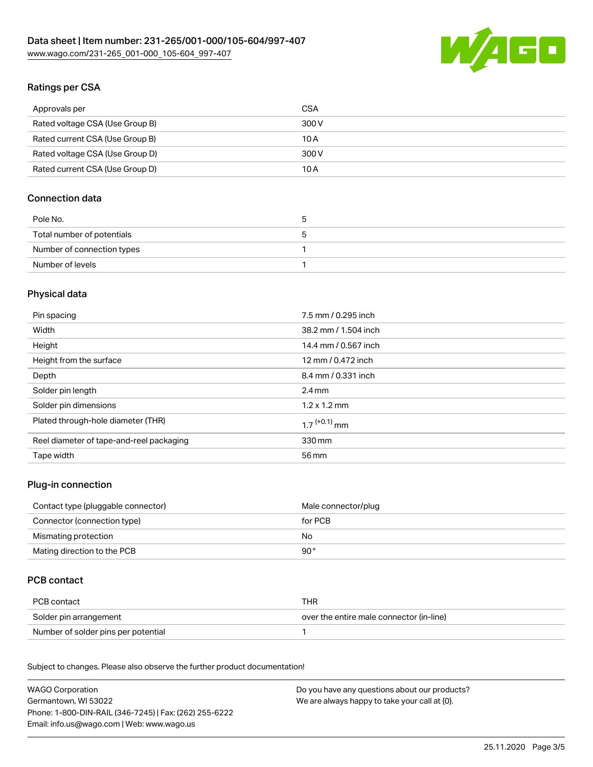## Ratings per CSA

| Approvals per | CSA |
| --- | --- |
| Rated voltage CSA (Use Group B) | 300 V |
| Rated current CSA (Use Group B) | 10 A |
| Rated voltage CSA (Use Group D) | 300 V |
| Rated current CSA (Use Group D) | 10 A |

## Connection data

| Pole No. | 5 |
| --- | --- |
| Total number of potentials | 5 |
| Number of connection types | 1 |
| Number of levels | 1 |

## Physical data

| Pin spacing | 7.5 mm / 0.295 inch |
| --- | --- |
| Width | 38.2 mm / 1.504 inch |
| Height | 14.4 mm / 0.567 inch |
| Height from the surface | 12 mm / 0.472 inch |
| Depth | 8.4 mm / 0.331 inch |
| Solder pin length | 2.4 mm |
| Solder pin dimensions | 1.2 x 1.2 mm |
| Plated through-hole diameter (THR) | $1.7^{(+0.1)}$ mm |
| Reel diameter of tape-and-reel packaging | 330 mm |
| Tape width | 56 mm |

## Plug-in connection

| Contact type (pluggable connector) | Male connector/plug |
| --- | --- |
| Connector (connection type) | for PCB |
| Mismating protection | No |
| Mating direction to the PCB | 90 ° |

## PCB contact

| PCB contact | THR |
| --- | --- |
| Solder pin arrangement | over the entire male connector (in-line) |
| Number of solder pins per potential | 1 |

Subject to changes. Please also observe the further product documentation!

WAGO Corporation
Germantown, WI 53022
Phone: 1-800-DIN-RAIL (346-7245) | Fax: (262) 255-6222
Email: info.us@wago.com | Web: www.wago.us

Do you have any questions about our products?
We are always happy to take your call at {0}.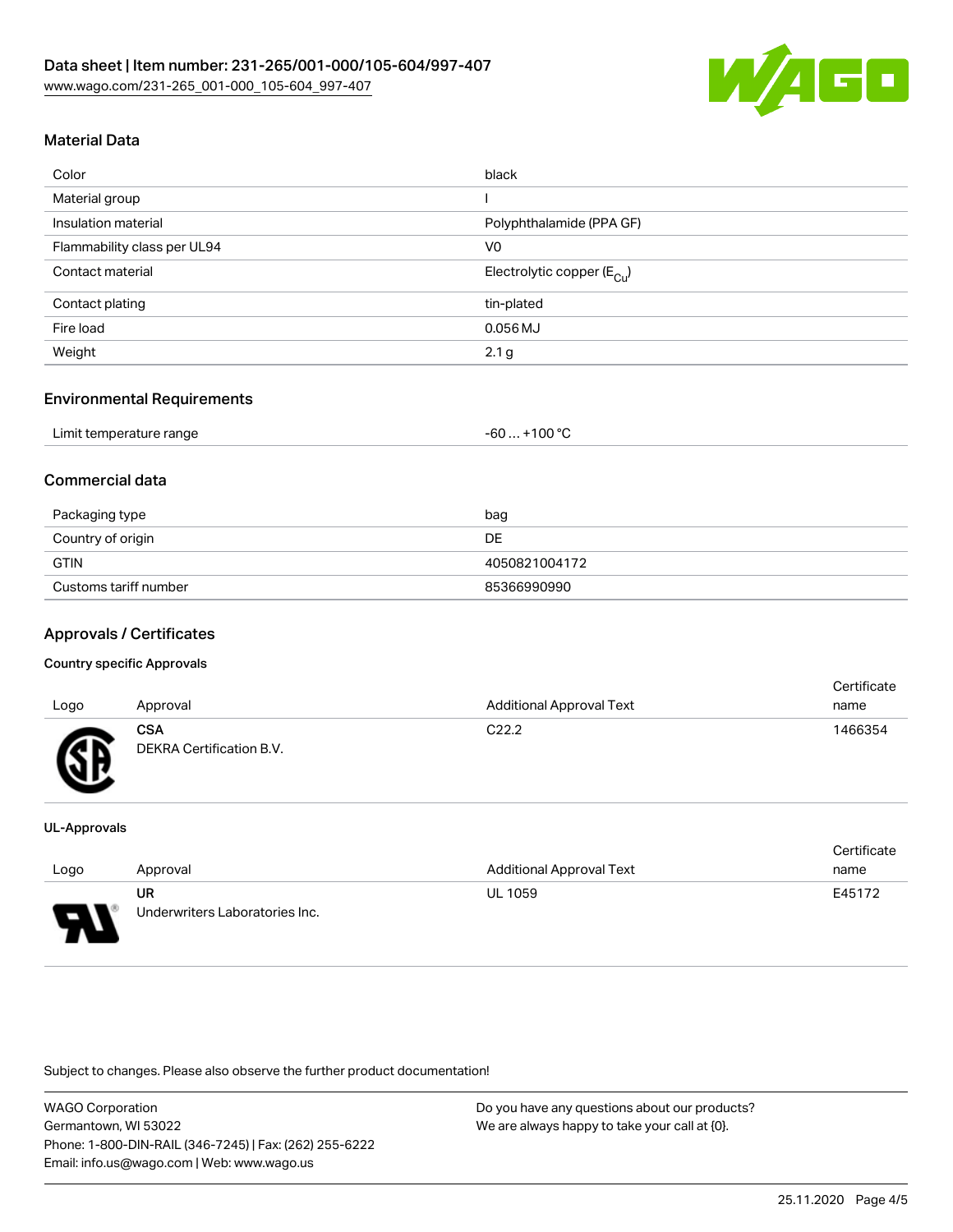## Material Data

| | |
|---|---|
| Color | black |
| Material group | I |
| Insulation material | Polyphthalamide (PPA GF) |
| Flammability class per UL94 | V0 |
| Contact material | Electrolytic copper ($E_{Cu}$) |
| Contact plating | tin-plated |
| Fire load | 0.056 MJ |
| Weight | 2.1 g |

## Environmental Requirements

| | |
|---|---|
| Limit temperature range | -60 … +100 °C |

## Commercial data

| | |
|---|---|
| Packaging type | bag |
| Country of origin | DE |
| GTIN | 4050821004172 |
| Customs tariff number | 85366990990 |

## Approvals / Certificates

### Country specific Approvals

| Logo | Approval | Additional Approval Text | Certificate name |
|---|---|---|---|
| | **CSA** DEKRA Certification B.V. | C22.2 | 1466354 |

### UL-Approvals

| Logo | Approval | Additional Approval Text | Certificate name |
|---|---|---|---|
| | **UR** Underwriters Laboratories Inc. | UL 1059 | E45172 |

Subject to changes. Please also observe the further product documentation!

WAGO Corporation
Germantown, WI 53022
Phone: 1-800-DIN-RAIL (346-7245) | Fax: (262) 255-6222
Email: info.us@wago.com | Web: www.wago.us

Do you have any questions about our products?
We are always happy to take your call at {0}.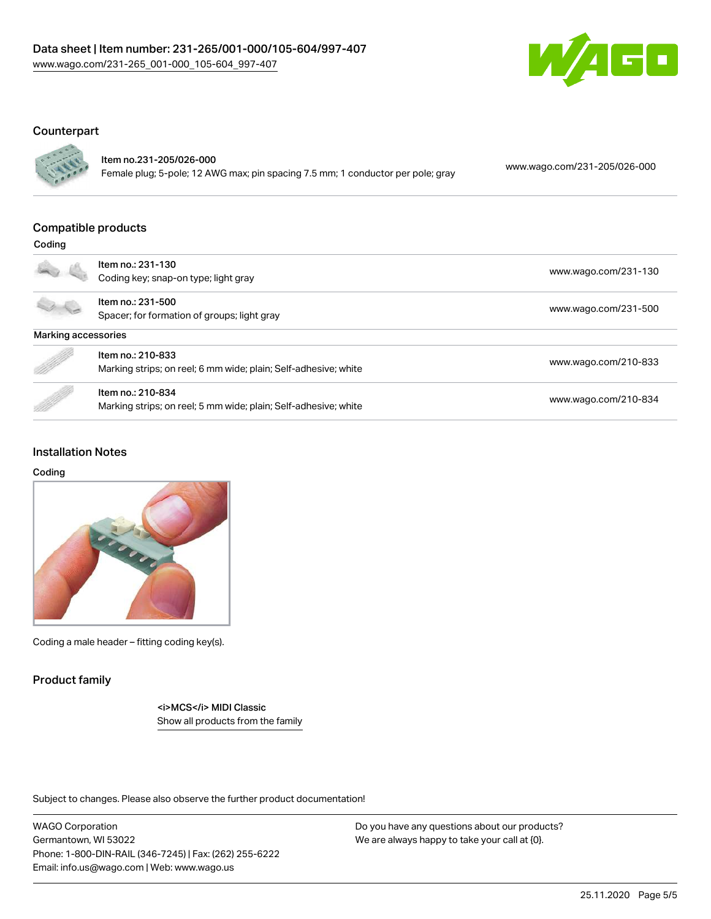## Counterpart

| | | |
|---|---|---|
| | Item no.231-205/026-000<br>Female plug; 5-pole; 12 AWG max; pin spacing 7.5 mm; 1 conductor per pole; gray | www.wago.com/231-205/026-000 |

## Compatible products

| | | |
|---|---|---|
| Coding | | |
| | Item no.: 231-130<br>Coding key; snap-on type; light gray | www.wago.com/231-130 |
| | Item no.: 231-500<br>Spacer; for formation of groups; light gray | www.wago.com/231-500 |
| Marking accessories | | |
| | Item no.: 210-833<br>Marking strips; on reel; 6 mm wide; plain; Self-adhesive; white | www.wago.com/210-833 |
| | Item no.: 210-834<br>Marking strips; on reel; 5 mm wide; plain; Self-adhesive; white | www.wago.com/210-834 |

## Installation Notes

### Coding

Coding a male header – fitting coding key(s).

## Product family

<i>MCS</i> MIDI Classic

Show all products from the family

Subject to changes. Please also observe the further product documentation!

WAGO Corporation
Germantown, WI 53022
Phone: 1-800-DIN-RAIL (346-7245) | Fax: (262) 255-6222
Email: info.us@wago.com | Web: www.wago.us

Do you have any questions about our products?
We are always happy to take your call at {0}.